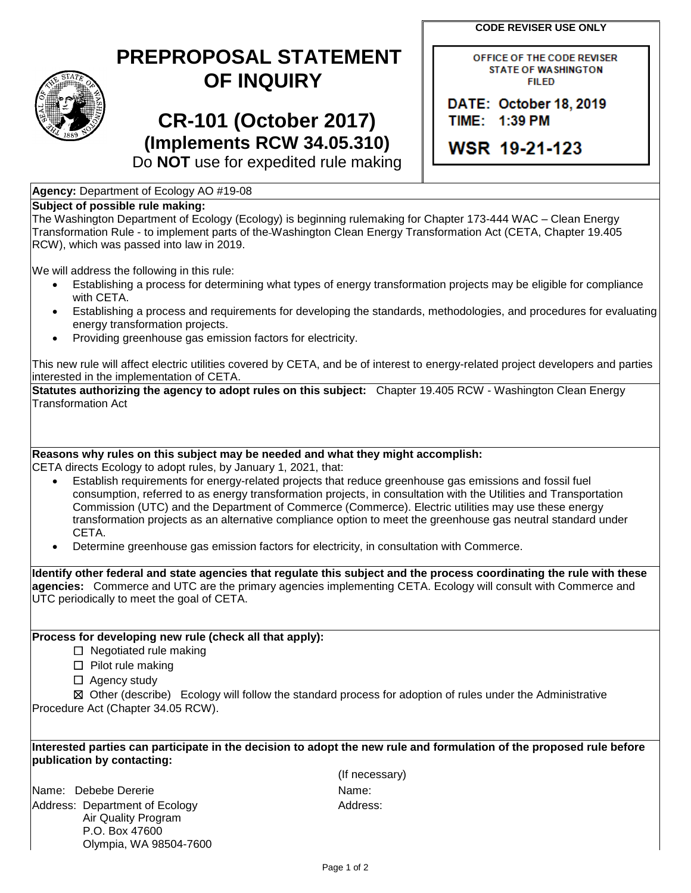**CODE REVISER USE ONLY**

OFFICE OF THE CODE REVISER
STATE OF WASHINGTON
FILED

DATE: October 18, 2019
TIME: 1:39 PM

WSR 19-21-123

# PREPROPOSAL STATEMENT OF INQUIRY

## CR-101 (October 2017)
### (Implements RCW 34.05.310)

Do **NOT** use for expedited rule making

**Agency:** Department of Ecology AO #19-08

**Subject of possible rule making:**
The Washington Department of Ecology (Ecology) is beginning rulemaking for Chapter 173-444 WAC – Clean Energy Transformation Rule - to implement parts of the Washington Clean Energy Transformation Act (CETA, Chapter 19.405 RCW), which was passed into law in 2019.

We will address the following in this rule:

- Establishing a process for determining what types of energy transformation projects may be eligible for compliance with CETA.
- Establishing a process and requirements for developing the standards, methodologies, and procedures for evaluating energy transformation projects.
- Providing greenhouse gas emission factors for electricity.

This new rule will affect electric utilities covered by CETA, and be of interest to energy-related project developers and parties interested in the implementation of CETA.

**Statutes authorizing the agency to adopt rules on this subject:** Chapter 19.405 RCW - Washington Clean Energy Transformation Act

**Reasons why rules on this subject may be needed and what they might accomplish:**
CETA directs Ecology to adopt rules, by January 1, 2021, that:

- Establish requirements for energy-related projects that reduce greenhouse gas emissions and fossil fuel consumption, referred to as energy transformation projects, in consultation with the Utilities and Transportation Commission (UTC) and the Department of Commerce (Commerce). Electric utilities may use these energy transformation projects as an alternative compliance option to meet the greenhouse gas neutral standard under CETA.
- Determine greenhouse gas emission factors for electricity, in consultation with Commerce.

**Identify other federal and state agencies that regulate this subject and the process coordinating the rule with these agencies:** Commerce and UTC are the primary agencies implementing CETA. Ecology will consult with Commerce and UTC periodically to meet the goal of CETA.

**Process for developing new rule (check all that apply):**

☐ Negotiated rule making
☐ Pilot rule making
☐ Agency study
☒ Other (describe) Ecology will follow the standard process for adoption of rules under the Administrative Procedure Act (Chapter 34.05 RCW).

**Interested parties can participate in the decision to adopt the new rule and formulation of the proposed rule before publication by contacting:**

Name: Debebe Dererie
Address: Department of Ecology
Air Quality Program
P.O. Box 47600
Olympia, WA 98504-7600

(If necessary)
Name:
Address: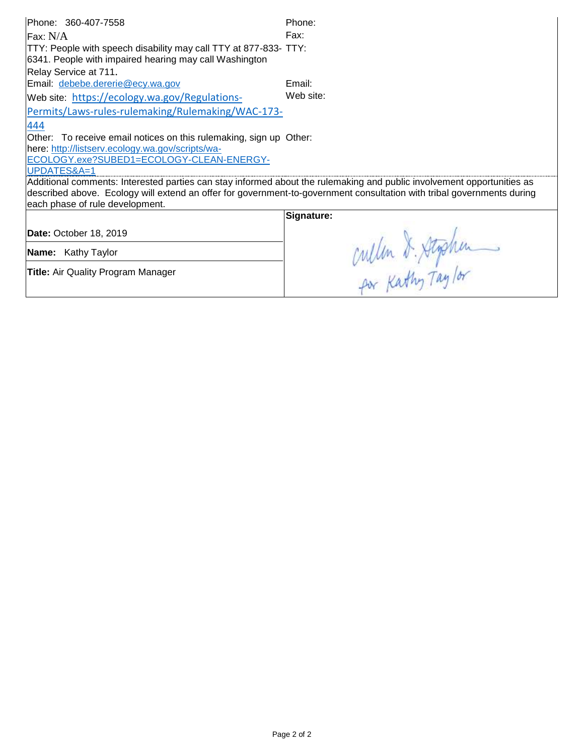| | |
|---|---|
| Phone: 360-407-7558 | Phone: |
| Fax: N/A | Fax: |
| TTY: People with speech disability may call TTY at 877-833-6341. People with impaired hearing may call Washington Relay Service at 711. | TTY: |
| Email: debebe.dererie@ecy.wa.gov | Email: |
| Web site: https://ecology.wa.gov/Regulations-Permits/Laws-rules-rulemaking/Rulemaking/WAC-173-444 | Web site: |
| Other: To receive email notices on this rulemaking, sign up here: http://listserv.ecology.wa.gov/scripts/wa-ECOLOGY.exe?SUBED1=ECOLOGY-CLEAN-ENERGY-UPDATES&A=1 | Other: |

Additional comments: Interested parties can stay informed about the rulemaking and public involvement opportunities as described above. Ecology will extend an offer for government-to-government consultation with tribal governments during each phase of rule development.

| | |
|---|---|
| **Date:** October 18, 2019 | **Signature:** |
| **Name:** Kathy Taylor | Cullen D. Stephens for Kathy Taylor |
| **Title:** Air Quality Program Manager | |